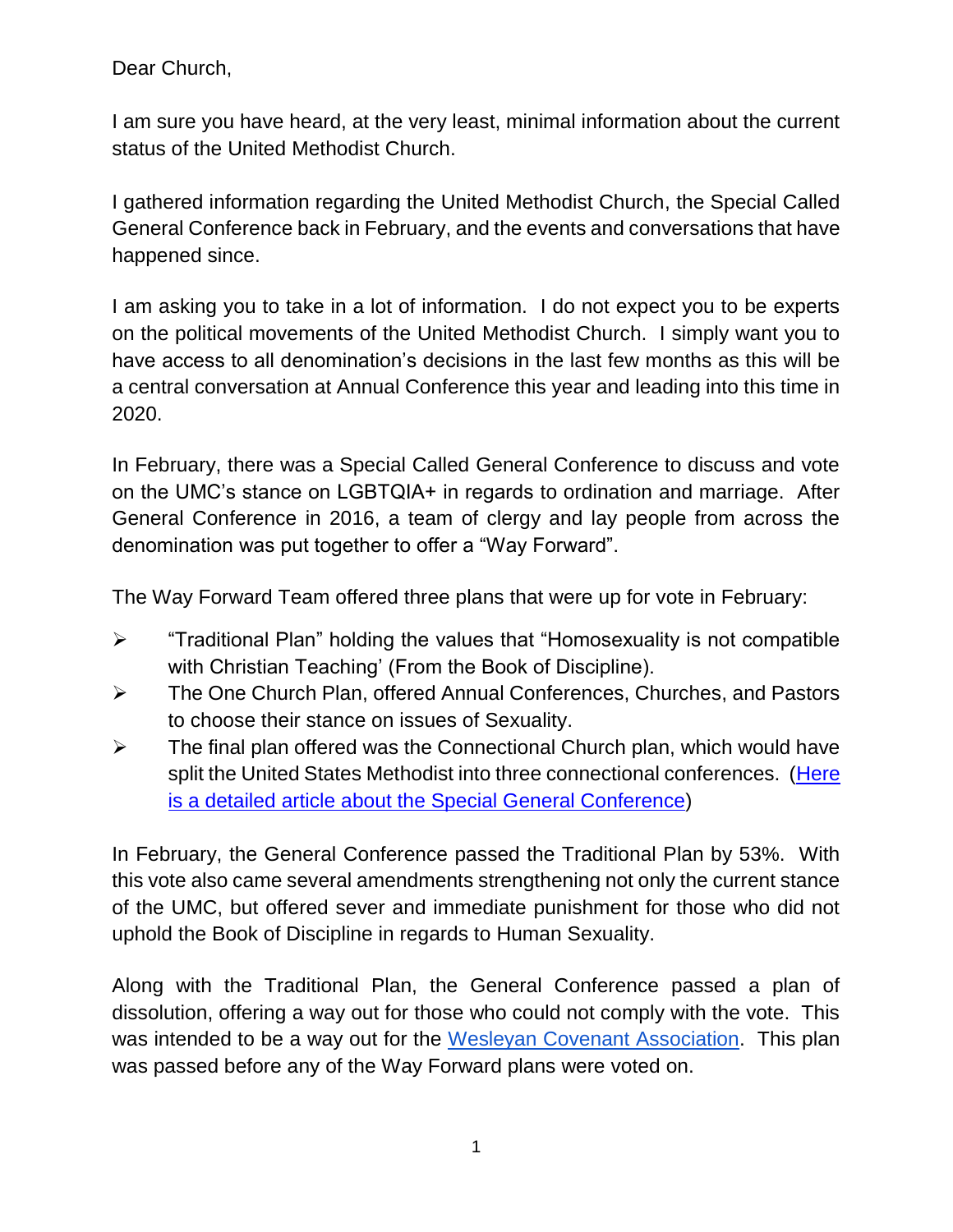Dear Church,

I am sure you have heard, at the very least, minimal information about the current status of the United Methodist Church.

I gathered information regarding the United Methodist Church, the Special Called General Conference back in February, and the events and conversations that have happened since.

I am asking you to take in a lot of information. I do not expect you to be experts on the political movements of the United Methodist Church. I simply want you to have access to all denomination's decisions in the last few months as this will be a central conversation at Annual Conference this year and leading into this time in 2020.

In February, there was a Special Called General Conference to discuss and vote on the UMC's stance on LGBTQIA+ in regards to ordination and marriage. After General Conference in 2016, a team of clergy and lay people from across the denomination was put together to offer a "Way Forward".

The Way Forward Team offered three plans that were up for vote in February:

- "Traditional Plan" holding the values that "Homosexuality is not compatible with Christian Teaching' (From the Book of Discipline).
- The One Church Plan, offered Annual Conferences, Churches, and Pastors to choose their stance on issues of Sexuality.
- The final plan offered was the Connectional Church plan, which would have split the United States Methodist into three connectional conferences. (Here is a detailed article about the Special General Conference)

In February, the General Conference passed the Traditional Plan by 53%. With this vote also came several amendments strengthening not only the current stance of the UMC, but offered sever and immediate punishment for those who did not uphold the Book of Discipline in regards to Human Sexuality.

Along with the Traditional Plan, the General Conference passed a plan of dissolution, offering a way out for those who could not comply with the vote. This was intended to be a way out for the Wesleyan Covenant Association. This plan was passed before any of the Way Forward plans were voted on.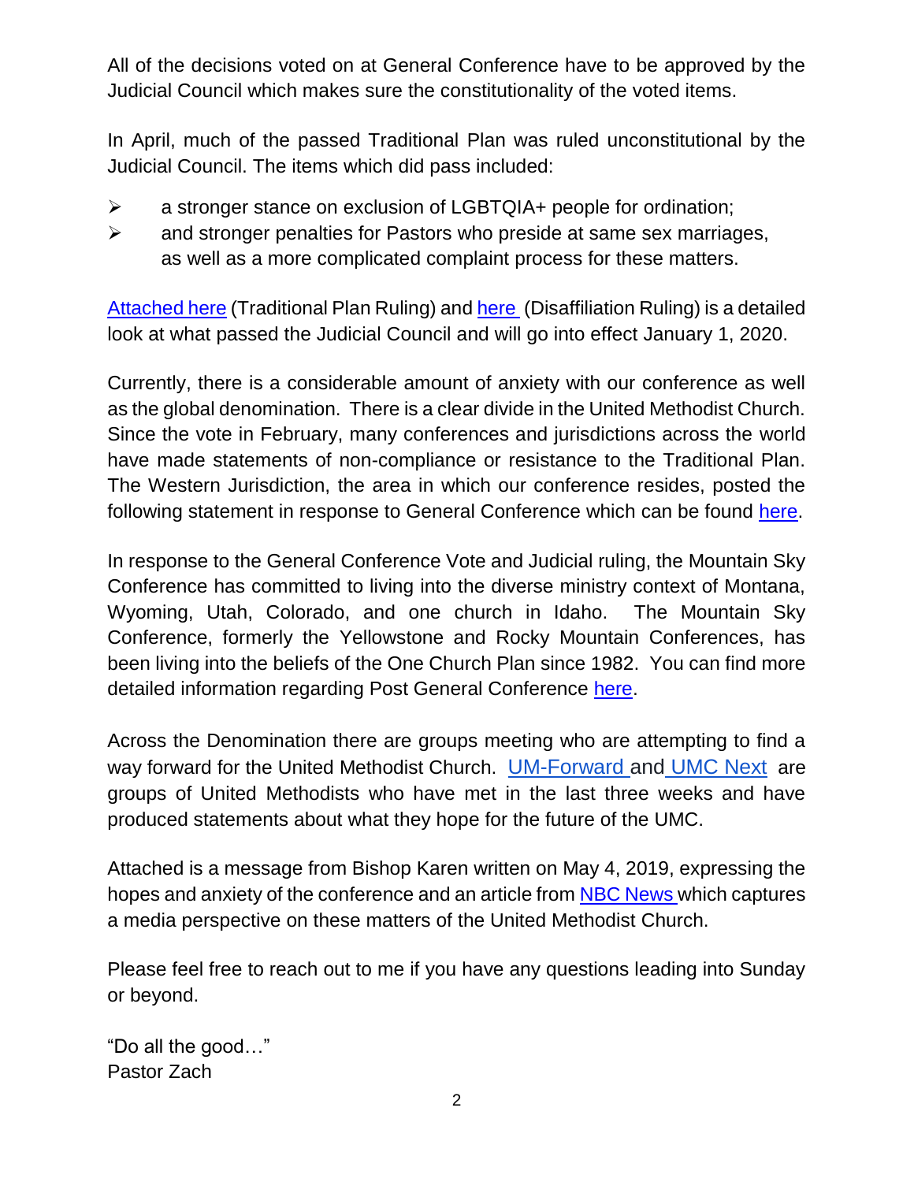All of the decisions voted on at General Conference have to be approved by the Judicial Council which makes sure the constitutionality of the voted items.

In April, much of the passed Traditional Plan was ruled unconstitutional by the Judicial Council. The items which did pass included:

- a stronger stance on exclusion of LGBTQIA+ people for ordination;
- and stronger penalties for Pastors who preside at same sex marriages, as well as a more complicated complaint process for these matters.

Attached here (Traditional Plan Ruling) and here (Disaffiliation Ruling) is a detailed look at what passed the Judicial Council and will go into effect January 1, 2020.

Currently, there is a considerable amount of anxiety with our conference as well as the global denomination. There is a clear divide in the United Methodist Church. Since the vote in February, many conferences and jurisdictions across the world have made statements of non-compliance or resistance to the Traditional Plan. The Western Jurisdiction, the area in which our conference resides, posted the following statement in response to General Conference which can be found here.

In response to the General Conference Vote and Judicial ruling, the Mountain Sky Conference has committed to living into the diverse ministry context of Montana, Wyoming, Utah, Colorado, and one church in Idaho. The Mountain Sky Conference, formerly the Yellowstone and Rocky Mountain Conferences, has been living into the beliefs of the One Church Plan since 1982. You can find more detailed information regarding Post General Conference here.

Across the Denomination there are groups meeting who are attempting to find a way forward for the United Methodist Church. UM-Forward and UMC Next are groups of United Methodists who have met in the last three weeks and have produced statements about what they hope for the future of the UMC.

Attached is a message from Bishop Karen written on May 4, 2019, expressing the hopes and anxiety of the conference and an article from NBC News which captures a media perspective on these matters of the United Methodist Church.

Please feel free to reach out to me if you have any questions leading into Sunday or beyond.

"Do all the good…"
Pastor Zach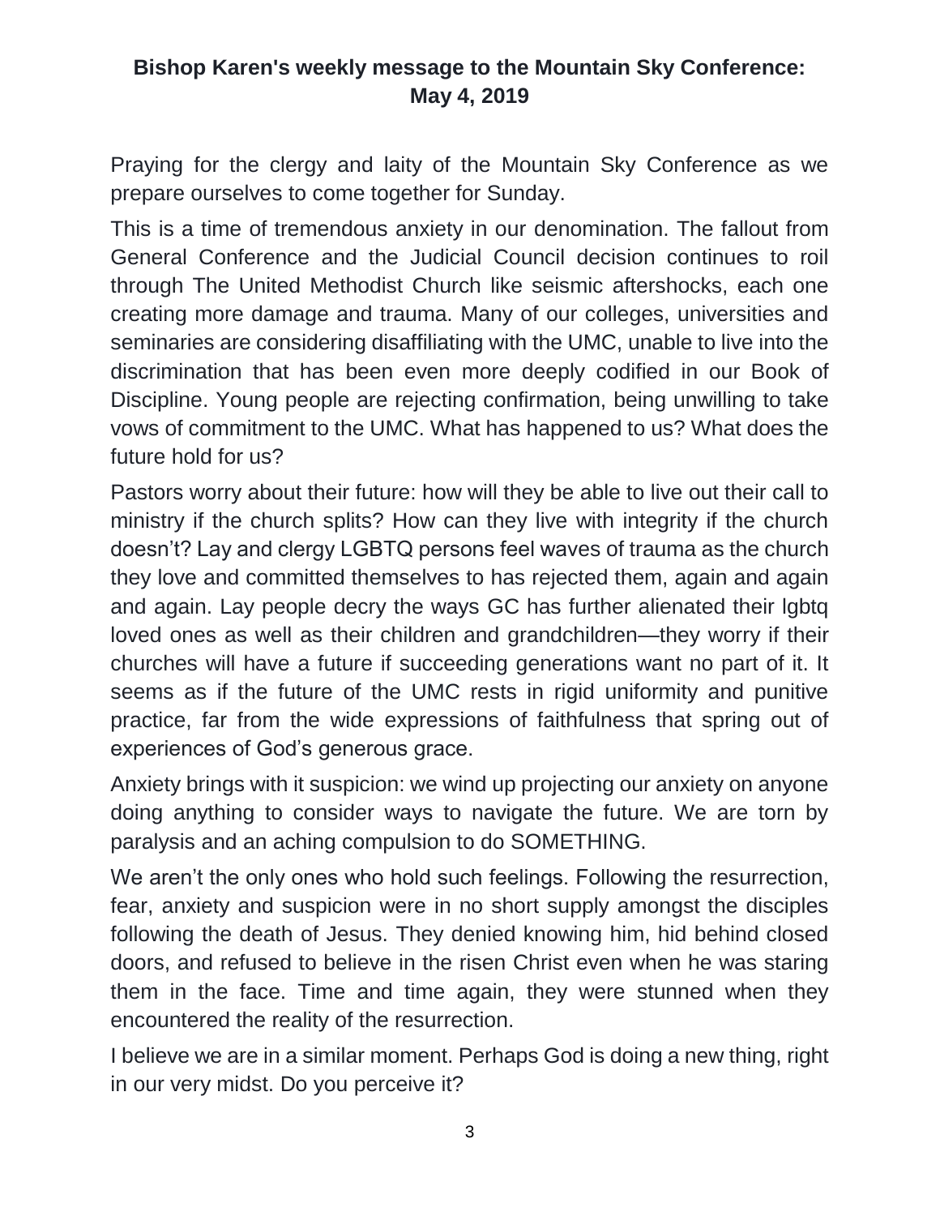**Bishop Karen's weekly message to the Mountain Sky Conference: May 4, 2019**

Praying for the clergy and laity of the Mountain Sky Conference as we prepare ourselves to come together for Sunday.

This is a time of tremendous anxiety in our denomination. The fallout from General Conference and the Judicial Council decision continues to roil through The United Methodist Church like seismic aftershocks, each one creating more damage and trauma. Many of our colleges, universities and seminaries are considering disaffiliating with the UMC, unable to live into the discrimination that has been even more deeply codified in our Book of Discipline. Young people are rejecting confirmation, being unwilling to take vows of commitment to the UMC. What has happened to us? What does the future hold for us?

Pastors worry about their future: how will they be able to live out their call to ministry if the church splits? How can they live with integrity if the church doesn't? Lay and clergy LGBTQ persons feel waves of trauma as the church they love and committed themselves to has rejected them, again and again and again. Lay people decry the ways GC has further alienated their lgbtq loved ones as well as their children and grandchildren—they worry if their churches will have a future if succeeding generations want no part of it. It seems as if the future of the UMC rests in rigid uniformity and punitive practice, far from the wide expressions of faithfulness that spring out of experiences of God's generous grace.

Anxiety brings with it suspicion: we wind up projecting our anxiety on anyone doing anything to consider ways to navigate the future. We are torn by paralysis and an aching compulsion to do SOMETHING.

We aren't the only ones who hold such feelings. Following the resurrection, fear, anxiety and suspicion were in no short supply amongst the disciples following the death of Jesus. They denied knowing him, hid behind closed doors, and refused to believe in the risen Christ even when he was staring them in the face. Time and time again, they were stunned when they encountered the reality of the resurrection.

I believe we are in a similar moment. Perhaps God is doing a new thing, right in our very midst. Do you perceive it?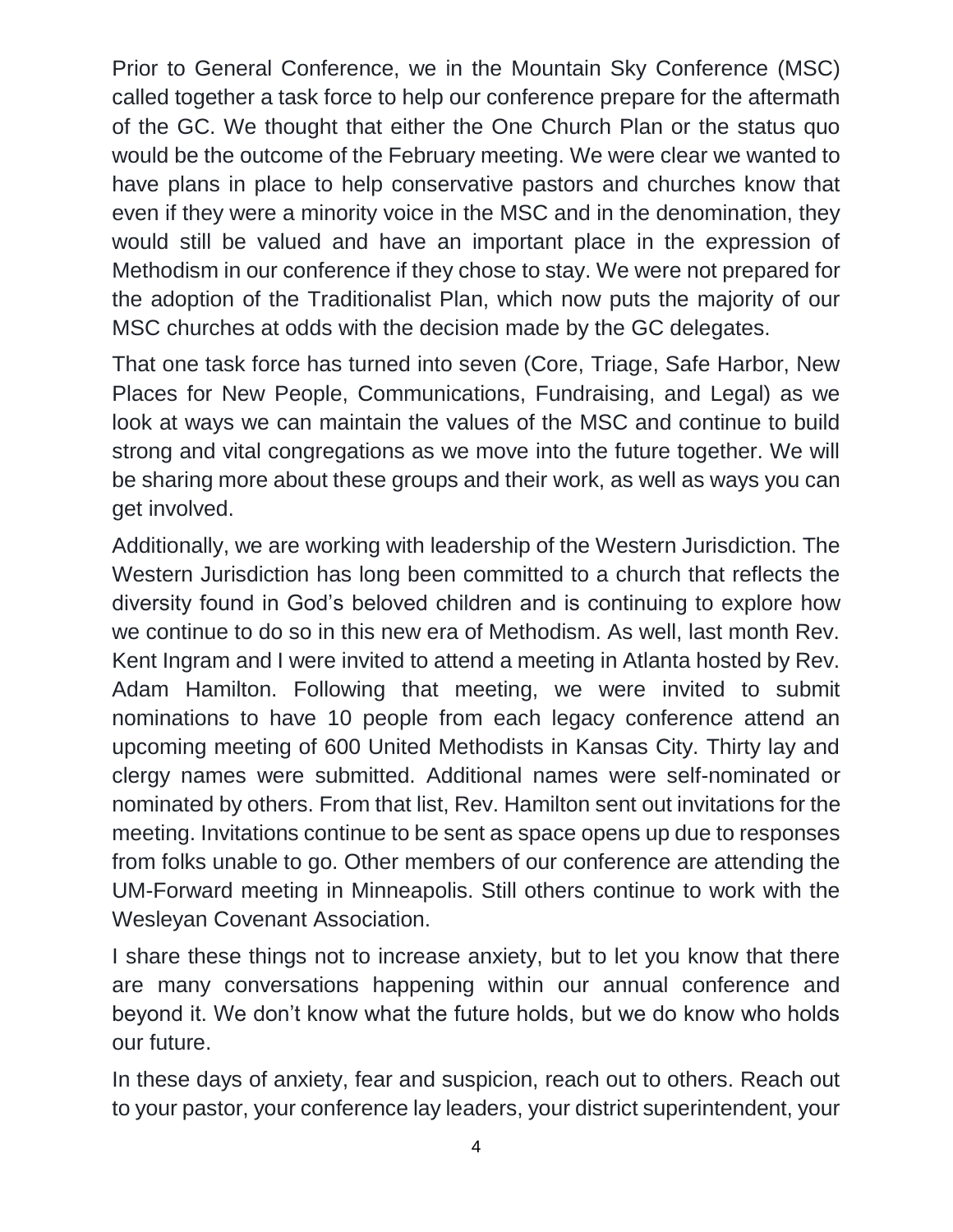Prior to General Conference, we in the Mountain Sky Conference (MSC) called together a task force to help our conference prepare for the aftermath of the GC. We thought that either the One Church Plan or the status quo would be the outcome of the February meeting. We were clear we wanted to have plans in place to help conservative pastors and churches know that even if they were a minority voice in the MSC and in the denomination, they would still be valued and have an important place in the expression of Methodism in our conference if they chose to stay. We were not prepared for the adoption of the Traditionalist Plan, which now puts the majority of our MSC churches at odds with the decision made by the GC delegates.

That one task force has turned into seven (Core, Triage, Safe Harbor, New Places for New People, Communications, Fundraising, and Legal) as we look at ways we can maintain the values of the MSC and continue to build strong and vital congregations as we move into the future together. We will be sharing more about these groups and their work, as well as ways you can get involved.

Additionally, we are working with leadership of the Western Jurisdiction. The Western Jurisdiction has long been committed to a church that reflects the diversity found in God's beloved children and is continuing to explore how we continue to do so in this new era of Methodism. As well, last month Rev. Kent Ingram and I were invited to attend a meeting in Atlanta hosted by Rev. Adam Hamilton. Following that meeting, we were invited to submit nominations to have 10 people from each legacy conference attend an upcoming meeting of 600 United Methodists in Kansas City. Thirty lay and clergy names were submitted. Additional names were self-nominated or nominated by others. From that list, Rev. Hamilton sent out invitations for the meeting. Invitations continue to be sent as space opens up due to responses from folks unable to go. Other members of our conference are attending the UM-Forward meeting in Minneapolis. Still others continue to work with the Wesleyan Covenant Association.

I share these things not to increase anxiety, but to let you know that there are many conversations happening within our annual conference and beyond it. We don't know what the future holds, but we do know who holds our future.

In these days of anxiety, fear and suspicion, reach out to others. Reach out to your pastor, your conference lay leaders, your district superintendent, your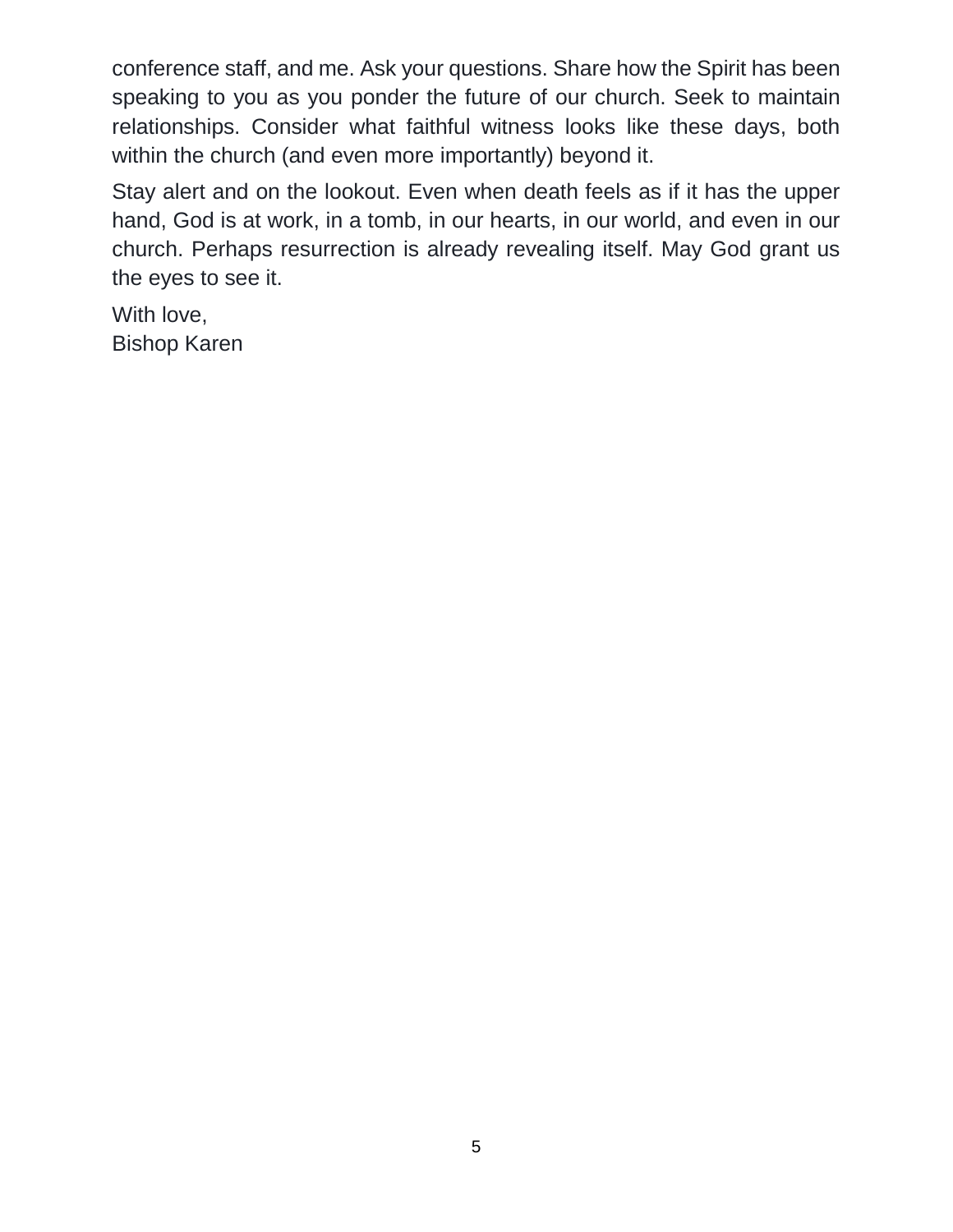conference staff, and me. Ask your questions. Share how the Spirit has been speaking to you as you ponder the future of our church. Seek to maintain relationships. Consider what faithful witness looks like these days, both within the church (and even more importantly) beyond it.

Stay alert and on the lookout. Even when death feels as if it has the upper hand, God is at work, in a tomb, in our hearts, in our world, and even in our church. Perhaps resurrection is already revealing itself. May God grant us the eyes to see it.

With love,
Bishop Karen